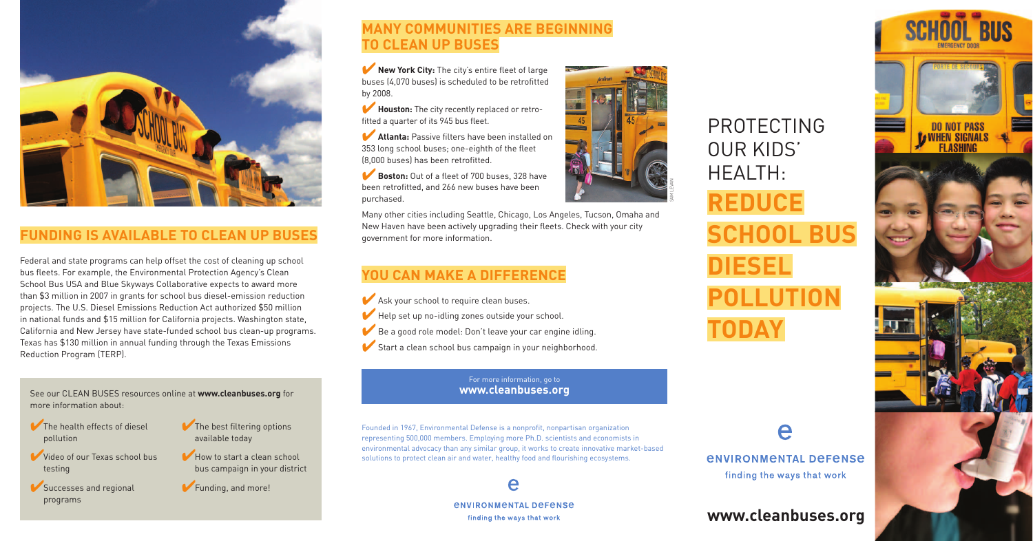## FUNDING IS AVAILABLE TO CLEAN UP BUSES

Federal and state programs can help offset the cost of cleaning up school bus fleets. For example, the Environmental Protection Agency's Clean School Bus USA and Blue Skyways Collaborative expects to award more than $3 million in 2007 in grants for school bus diesel-emission reduction projects. The U.S. Diesel Emissions Reduction Act authorized $50 million in national funds and $15 million for California projects. Washington state, California and New Jersey have state-funded school bus clean-up programs. Texas has $130 million in annual funding through the Texas Emissions Reduction Program (TERP).

See our CLEAN BUSES resources online at **www.cleanbuses.org** for more information about:

- ✔ The health effects of diesel pollution
- ✔ Video of our Texas school bus testing
- ✔ Successes and regional programs
- ✔ The best filtering options available today
- ✔ How to start a clean school bus campaign in your district
- ✔ Funding, and more!

## MANY COMMUNITIES ARE BEGINNING TO CLEAN UP BUSES

- ✔ **New York City:** The city's entire fleet of large buses (4,070 buses) is scheduled to be retrofitted by 2008.
- ✔ **Houston:** The city recently replaced or retrofitted a quarter of its 945 bus fleet.
- ✔ **Atlanta:** Passive filters have been installed on 353 long school buses; one-eighth of the fleet (8,000 buses) has been retrofitted.
- ✔ **Boston:** Out of a fleet of 700 buses, 328 have been retrofitted, and 266 new buses have been purchased.

SAM LEVAN

Many other cities including Seattle, Chicago, Los Angeles, Tucson, Omaha and New Haven have been actively upgrading their fleets. Check with your city government for more information.

## YOU CAN MAKE A DIFFERENCE

- ✔ Ask your school to require clean buses.
- ✔ Help set up no-idling zones outside your school.
- ✔ Be a good role model: Don't leave your car engine idling.
- ✔ Start a clean school bus campaign in your neighborhood.

For more information, go to
**www.cleanbuses.org**

Founded in 1967, Environmental Defense is a nonprofit, nonpartisan organization representing 500,000 members. Employing more Ph.D. scientists and economists in environmental advocacy than any similar group, it works to create innovative market-based solutions to protect clean air and water, healthy food and flourishing ecosystems.

e
ENVIRONMENTAL DEFENSE
finding the ways that work

# PROTECTING OUR KIDS' HEALTH: REDUCE SCHOOL BUS DIESEL POLLUTION TODAY

e
ENVIRONMENTAL DEFENSE
finding the ways that work

**www.cleanbuses.org**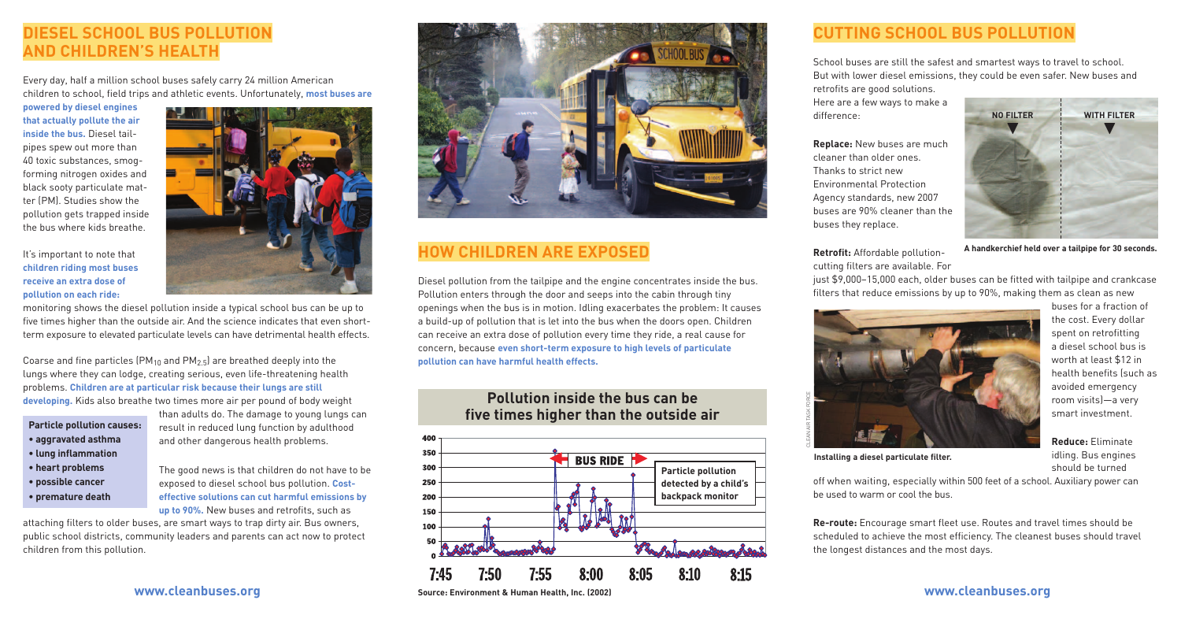## DIESEL SCHOOL BUS POLLUTION AND CHILDREN'S HEALTH

Every day, half a million school buses safely carry 24 million American children to school, field trips and athletic events. Unfortunately, **most buses are powered by diesel engines that actually pollute the air inside the bus.** Diesel tailpipes spew out more than 40 toxic substances, smog-forming nitrogen oxides and black sooty particulate matter (PM). Studies show the pollution gets trapped inside the bus where kids breathe.

It's important to note that **children riding most buses receive an extra dose of pollution on each ride:** monitoring shows the diesel pollution inside a typical school bus can be up to five times higher than the outside air. And the science indicates that even short-term exposure to elevated particulate levels can have detrimental health effects.

Coarse and fine particles ($PM_{10}$ and $PM_{2.5}$) are breathed deeply into the lungs where they can lodge, creating serious, even life-threatening health problems. **Children are at particular risk because their lungs are still developing.** Kids also breathe two times more air per pound of body weight than adults do. The damage to young lungs can result in reduced lung function by adulthood and other dangerous health problems.

**Particle pollution causes:**

- **aggravated asthma**
- **lung inflammation**
- **heart problems**
- **possible cancer**
- **premature death**

The good news is that children do not have to be exposed to diesel school bus pollution. **Cost-effective solutions can cut harmful emissions by up to 90%.** New buses and retrofits, such as attaching filters to older buses, are smart ways to trap dirty air. Bus owners, public school districts, community leaders and parents can act now to protect children from this pollution.

www.cleanbuses.org

## HOW CHILDREN ARE EXPOSED

Diesel pollution from the tailpipe and the engine concentrates inside the bus. Pollution enters through the door and seeps into the cabin through tiny openings when the bus is in motion. Idling exacerbates the problem: It causes a build-up of pollution that is let into the bus when the doors open. Children can receive an extra dose of pollution every time they ride, a real cause for concern, because **even short-term exposure to high levels of particulate pollution can have harmful health effects.**

### Pollution inside the bus can be five times higher than the outside air

BUS RIDE

Particle pollution detected by a child's backpack monitor

400
350
300
250
200
150
100
50
0

7:45 7:50 7:55 8:00 8:05 8:10 8:15

Source: Environment & Human Health, Inc. (2002)

## CUTTING SCHOOL BUS POLLUTION

School buses are still the safest and smartest ways to travel to school. But with lower diesel emissions, they could be even safer. New buses and retrofits are good solutions. Here are a few ways to make a difference:

**Replace:** New buses are much cleaner than older ones. Thanks to strict new Environmental Protection Agency standards, new 2007 buses are 90% cleaner than the buses they replace.

NO FILTER | WITH FILTER

**A handkerchief held over a tailpipe for 30 seconds.**

**Retrofit:** Affordable pollution-cutting filters are available. For just \$9,000–15,000 each, older buses can be fitted with tailpipe and crankcase filters that reduce emissions by up to 90%, making them as clean as new buses for a fraction of the cost. Every dollar spent on retrofitting a diesel school bus is worth at least \$12 in health benefits (such as avoided emergency room visits)—a very smart investment.

CLEAN AIR TASK FORCE

**Installing a diesel particulate filter.**

**Reduce:** Eliminate idling. Bus engines should be turned off when waiting, especially within 500 feet of a school. Auxiliary power can be used to warm or cool the bus.

**Re-route:** Encourage smart fleet use. Routes and travel times should be scheduled to achieve the most efficiency. The cleanest buses should travel the longest distances and the most days.

www.cleanbuses.org